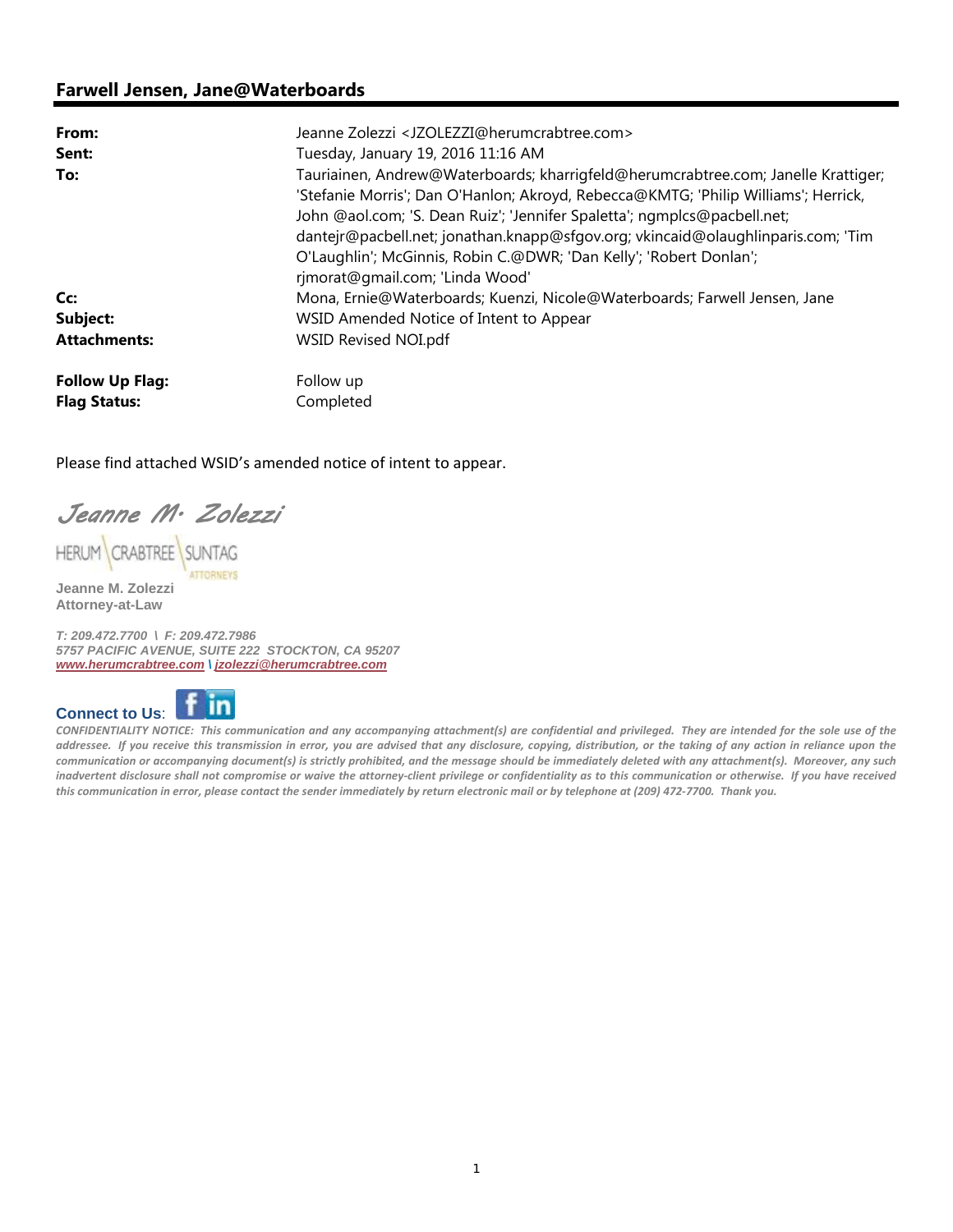## Farwell Jensen, Jane@Waterboards

| | |
|---|---|
| **From:** | Jeanne Zolezzi <JZOLEZZI@herumcrabtree.com> |
| **Sent:** | Tuesday, January 19, 2016 11:16 AM |
| **To:** | Tauriainen, Andrew@Waterboards; kharrigfeld@herumcrabtree.com; Janelle Krattiger; 'Stefanie Morris'; Dan O'Hanlon; Akroyd, Rebecca@KMTG; 'Philip Williams'; Herrick, John @aol.com; 'S. Dean Ruiz'; 'Jennifer Spaletta'; ngmplcs@pacbell.net; dantejr@pacbell.net; jonathan.knapp@sfgov.org; vkincaid@olaughlinparis.com; 'Tim O'Laughlin'; McGinnis, Robin C.@DWR; 'Dan Kelly'; 'Robert Donlan'; rjmorat@gmail.com; 'Linda Wood' |
| **Cc:** | Mona, Ernie@Waterboards; Kuenzi, Nicole@Waterboards; Farwell Jensen, Jane |
| **Subject:** | WSID Amended Notice of Intent to Appear |
| **Attachments:** | WSID Revised NOI.pdf |
| **Follow Up Flag:** | Follow up |
| **Flag Status:** | Completed |

Please find attached WSID's amended notice of intent to appear.

*Jeanne M. Zolezzi*

HERUM \ CRABTREE \ SUNTAG
ATTORNEYS

**Jeanne M. Zolezzi**
**Attorney-at-Law**

***T: 209.472.7700 \ F: 209.472.7986***
***5757 PACIFIC AVENUE, SUITE 222 STOCKTON, CA 95207***
***www.herumcrabtree.com \ jzolezzi@herumcrabtree.com***

**Connect to Us**:

***CONFIDENTIALITY NOTICE: This communication and any accompanying attachment(s) are confidential and privileged. They are intended for the sole use of the addressee. If you receive this transmission in error, you are advised that any disclosure, copying, distribution, or the taking of any action in reliance upon the communication or accompanying document(s) is strictly prohibited, and the message should be immediately deleted with any attachment(s). Moreover, any such inadvertent disclosure shall not compromise or waive the attorney-client privilege or confidentiality as to this communication or otherwise. If you have received this communication in error, please contact the sender immediately by return electronic mail or by telephone at (209) 472-7700. Thank you.***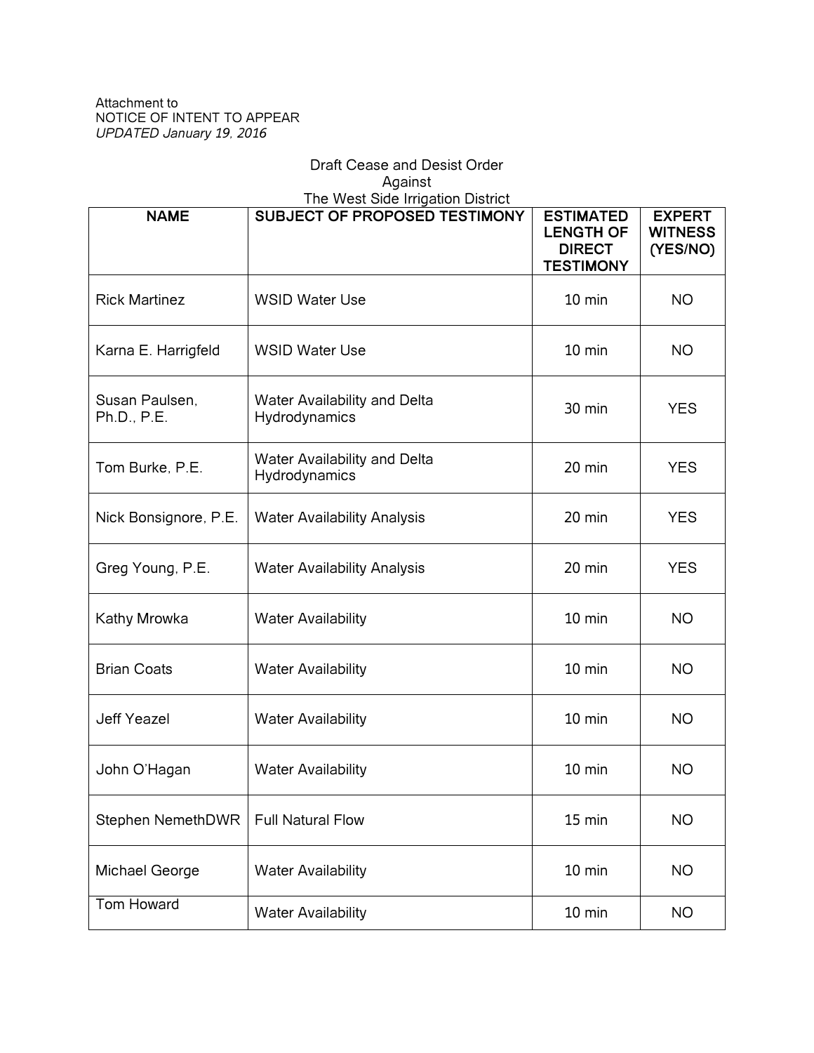Attachment to
NOTICE OF INTENT TO APPEAR
*UPDATED January 19, 2016*

Draft Cease and Desist Order
Against
The West Side Irrigation District

| NAME | SUBJECT OF PROPOSED TESTIMONY | ESTIMATED LENGTH OF DIRECT TESTIMONY | EXPERT WITNESS (YES/NO) |
|---|---|---|---|
| Rick Martinez | WSID Water Use | 10 min | NO |
| Karna E. Harrigfeld | WSID Water Use | 10 min | NO |
| Susan Paulsen, Ph.D., P.E. | Water Availability and Delta Hydrodynamics | 30 min | YES |
| Tom Burke, P.E. | Water Availability and Delta Hydrodynamics | 20 min | YES |
| Nick Bonsignore, P.E. | Water Availability Analysis | 20 min | YES |
| Greg Young, P.E. | Water Availability Analysis | 20 min | YES |
| Kathy Mrowka | Water Availability | 10 min | NO |
| Brian Coats | Water Availability | 10 min | NO |
| Jeff Yeazel | Water Availability | 10 min | NO |
| John O'Hagan | Water Availability | 10 min | NO |
| Stephen NemethDWR | Full Natural Flow | 15 min | NO |
| Michael George | Water Availability | 10 min | NO |
| Tom Howard | Water Availability | 10 min | NO |